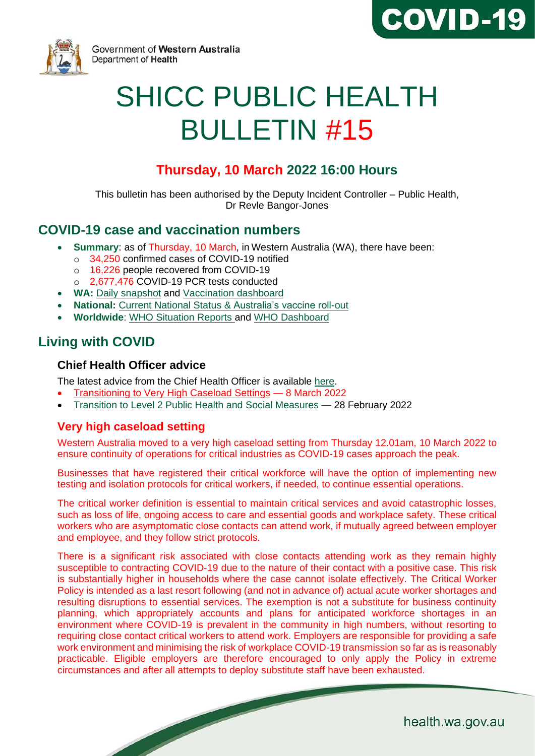Government of Western Australia
Department of Health

COVID-19

# SHICC PUBLIC HEALTH BULLETIN #15

## Thursday, 10 March 2022 16:00 Hours

This bulletin has been authorised by the Deputy Incident Controller – Public Health, Dr Revle Bangor-Jones

## COVID-19 case and vaccination numbers

- **Summary**: as of Thursday, 10 March, in Western Australia (WA), there have been:
  - 34,250 confirmed cases of COVID-19 notified
  - 16,226 people recovered from COVID-19
  - 2,677,476 COVID-19 PCR tests conducted
- **WA:** Daily snapshot and Vaccination dashboard
- **National:** Current National Status & Australia's vaccine roll-out
- **Worldwide**: WHO Situation Reports and WHO Dashboard

## Living with COVID

### Chief Health Officer advice

The latest advice from the Chief Health Officer is available here.

- Transitioning to Very High Caseload Settings — 8 March 2022
- Transition to Level 2 Public Health and Social Measures — 28 February 2022

### Very high caseload setting

Western Australia moved to a very high caseload setting from Thursday 12.01am, 10 March 2022 to ensure continuity of operations for critical industries as COVID-19 cases approach the peak.

Businesses that have registered their critical workforce will have the option of implementing new testing and isolation protocols for critical workers, if needed, to continue essential operations.

The critical worker definition is essential to maintain critical services and avoid catastrophic losses, such as loss of life, ongoing access to care and essential goods and workplace safety. These critical workers who are asymptomatic close contacts can attend work, if mutually agreed between employer and employee, and they follow strict protocols.

There is a significant risk associated with close contacts attending work as they remain highly susceptible to contracting COVID-19 due to the nature of their contact with a positive case. This risk is substantially higher in households where the case cannot isolate effectively. The Critical Worker Policy is intended as a last resort following (and not in advance of) actual acute worker shortages and resulting disruptions to essential services. The exemption is not a substitute for business continuity planning, which appropriately accounts and plans for anticipated workforce shortages in an environment where COVID-19 is prevalent in the community in high numbers, without resorting to requiring close contact critical workers to attend work. Employers are responsible for providing a safe work environment and minimising the risk of workplace COVID-19 transmission so far as is reasonably practicable. Eligible employers are therefore encouraged to only apply the Policy in extreme circumstances and after all attempts to deploy substitute staff have been exhausted.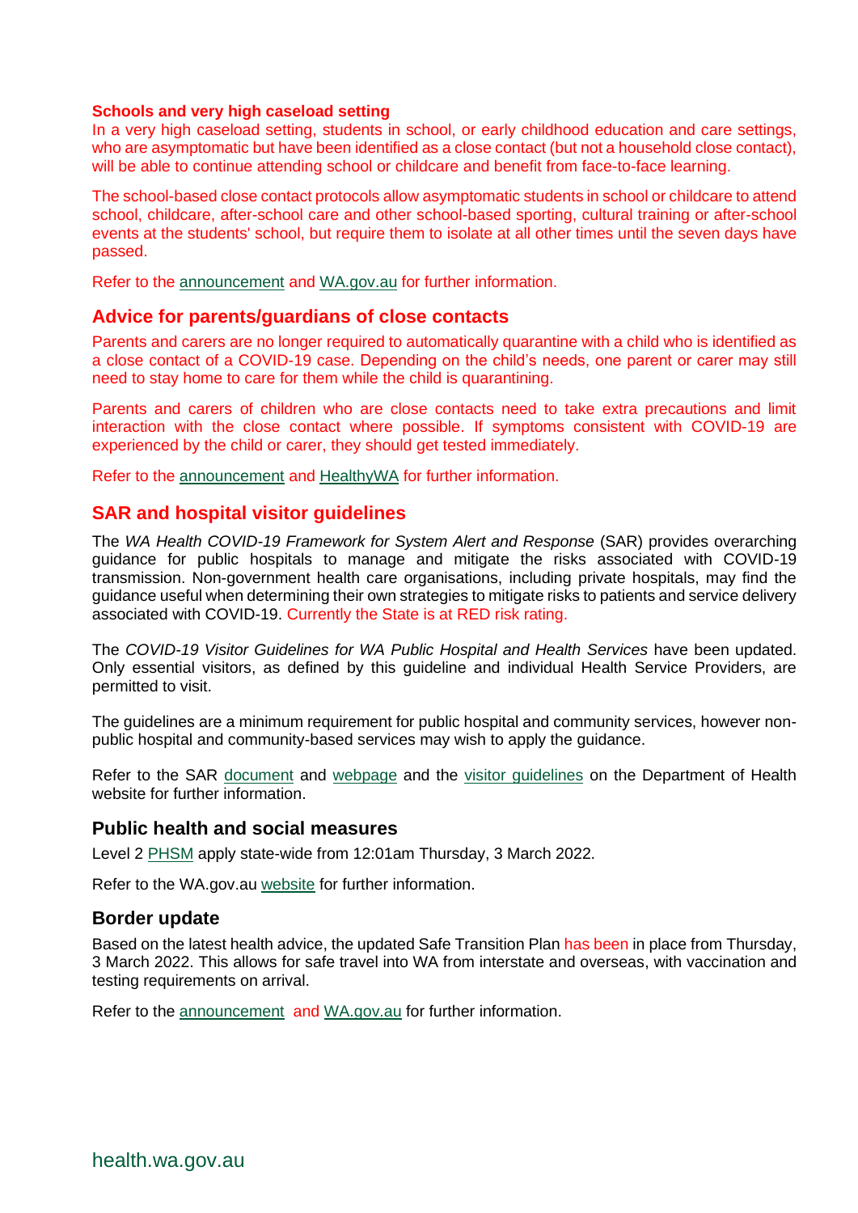**Schools and very high caseload setting**

In a very high caseload setting, students in school, or early childhood education and care settings, who are asymptomatic but have been identified as a close contact (but not a household close contact), will be able to continue attending school or childcare and benefit from face-to-face learning.

The school-based close contact protocols allow asymptomatic students in school or childcare to attend school, childcare, after-school care and other school-based sporting, cultural training or after-school events at the students' school, but require them to isolate at all other times until the seven days have passed.

Refer to the announcement and WA.gov.au for further information.

## Advice for parents/guardians of close contacts

Parents and carers are no longer required to automatically quarantine with a child who is identified as a close contact of a COVID-19 case. Depending on the child's needs, one parent or carer may still need to stay home to care for them while the child is quarantining.

Parents and carers of children who are close contacts need to take extra precautions and limit interaction with the close contact where possible. If symptoms consistent with COVID-19 are experienced by the child or carer, they should get tested immediately.

Refer to the announcement and HealthyWA for further information.

## SAR and hospital visitor guidelines

The *WA Health COVID-19 Framework for System Alert and Response* (SAR) provides overarching guidance for public hospitals to manage and mitigate the risks associated with COVID-19 transmission. Non-government health care organisations, including private hospitals, may find the guidance useful when determining their own strategies to mitigate risks to patients and service delivery associated with COVID-19. Currently the State is at RED risk rating.

The *COVID-19 Visitor Guidelines for WA Public Hospital and Health Services* have been updated. Only essential visitors, as defined by this guideline and individual Health Service Providers, are permitted to visit.

The guidelines are a minimum requirement for public hospital and community services, however non-public hospital and community-based services may wish to apply the guidance.

Refer to the SAR document and webpage and the visitor guidelines on the Department of Health website for further information.

### Public health and social measures

Level 2 PHSM apply state-wide from 12:01am Thursday, 3 March 2022.

Refer to the WA.gov.au website for further information.

### Border update

Based on the latest health advice, the updated Safe Transition Plan has been in place from Thursday, 3 March 2022. This allows for safe travel into WA from interstate and overseas, with vaccination and testing requirements on arrival.

Refer to the announcement and WA.gov.au for further information.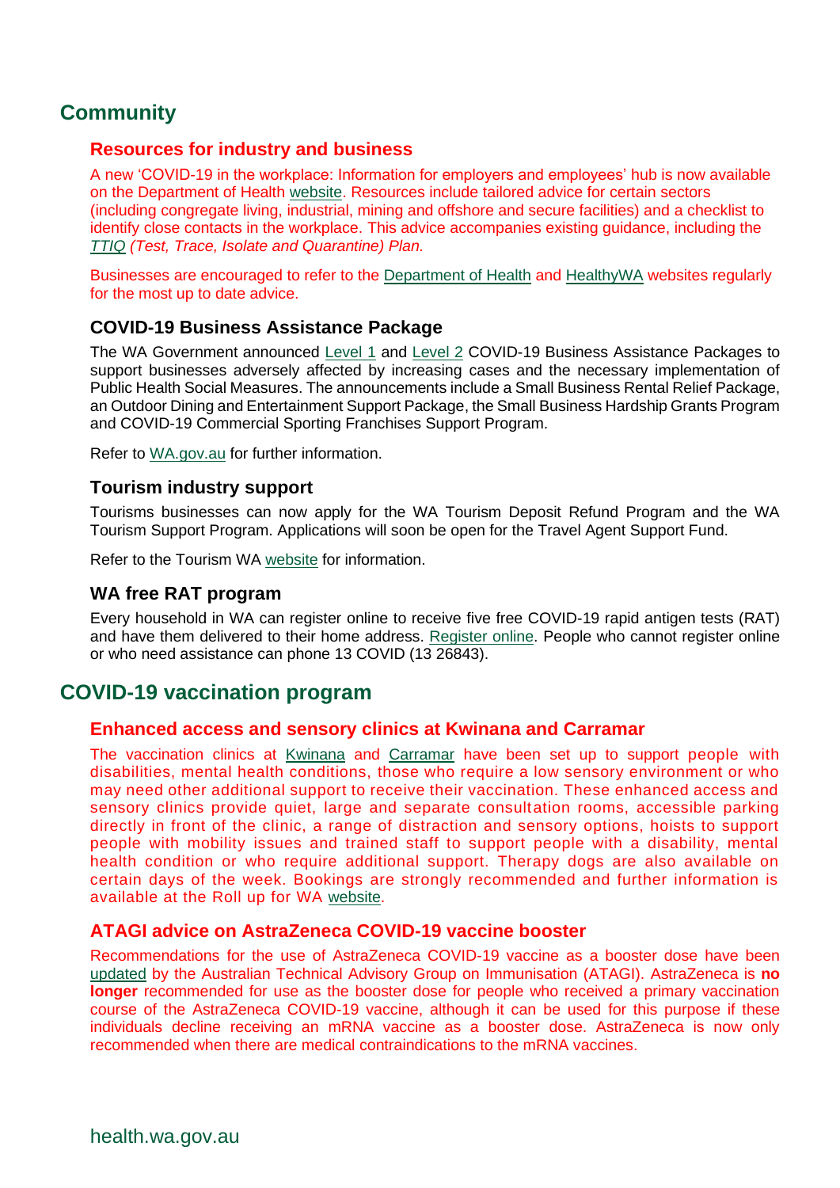## Community

### Resources for industry and business

A new 'COVID-19 in the workplace: Information for employers and employees' hub is now available on the Department of Health website. Resources include tailored advice for certain sectors (including congregate living, industrial, mining and offshore and secure facilities) and a checklist to identify close contacts in the workplace. This advice accompanies existing guidance, including the *TTIQ (Test, Trace, Isolate and Quarantine) Plan.*

Businesses are encouraged to refer to the Department of Health and HealthyWA websites regularly for the most up to date advice.

### COVID-19 Business Assistance Package

The WA Government announced Level 1 and Level 2 COVID-19 Business Assistance Packages to support businesses adversely affected by increasing cases and the necessary implementation of Public Health Social Measures. The announcements include a Small Business Rental Relief Package, an Outdoor Dining and Entertainment Support Package, the Small Business Hardship Grants Program and COVID-19 Commercial Sporting Franchises Support Program.

Refer to WA.gov.au for further information.

### Tourism industry support

Tourisms businesses can now apply for the WA Tourism Deposit Refund Program and the WA Tourism Support Program. Applications will soon be open for the Travel Agent Support Fund.

Refer to the Tourism WA website for information.

### WA free RAT program

Every household in WA can register online to receive five free COVID-19 rapid antigen tests (RAT) and have them delivered to their home address. Register online. People who cannot register online or who need assistance can phone 13 COVID (13 26843).

## COVID-19 vaccination program

### Enhanced access and sensory clinics at Kwinana and Carramar

The vaccination clinics at Kwinana and Carramar have been set up to support people with disabilities, mental health conditions, those who require a low sensory environment or who may need other additional support to receive their vaccination. These enhanced access and sensory clinics provide quiet, large and separate consultation rooms, accessible parking directly in front of the clinic, a range of distraction and sensory options, hoists to support people with mobility issues and trained staff to support people with a disability, mental health condition or who require additional support. Therapy dogs are also available on certain days of the week. Bookings are strongly recommended and further information is available at the Roll up for WA website.

### ATAGI advice on AstraZeneca COVID-19 vaccine booster

Recommendations for the use of AstraZeneca COVID-19 vaccine as a booster dose have been updated by the Australian Technical Advisory Group on Immunisation (ATAGI). AstraZeneca is **no longer** recommended for use as the booster dose for people who received a primary vaccination course of the AstraZeneca COVID-19 vaccine, although it can be used for this purpose if these individuals decline receiving an mRNA vaccine as a booster dose. AstraZeneca is now only recommended when there are medical contraindications to the mRNA vaccines.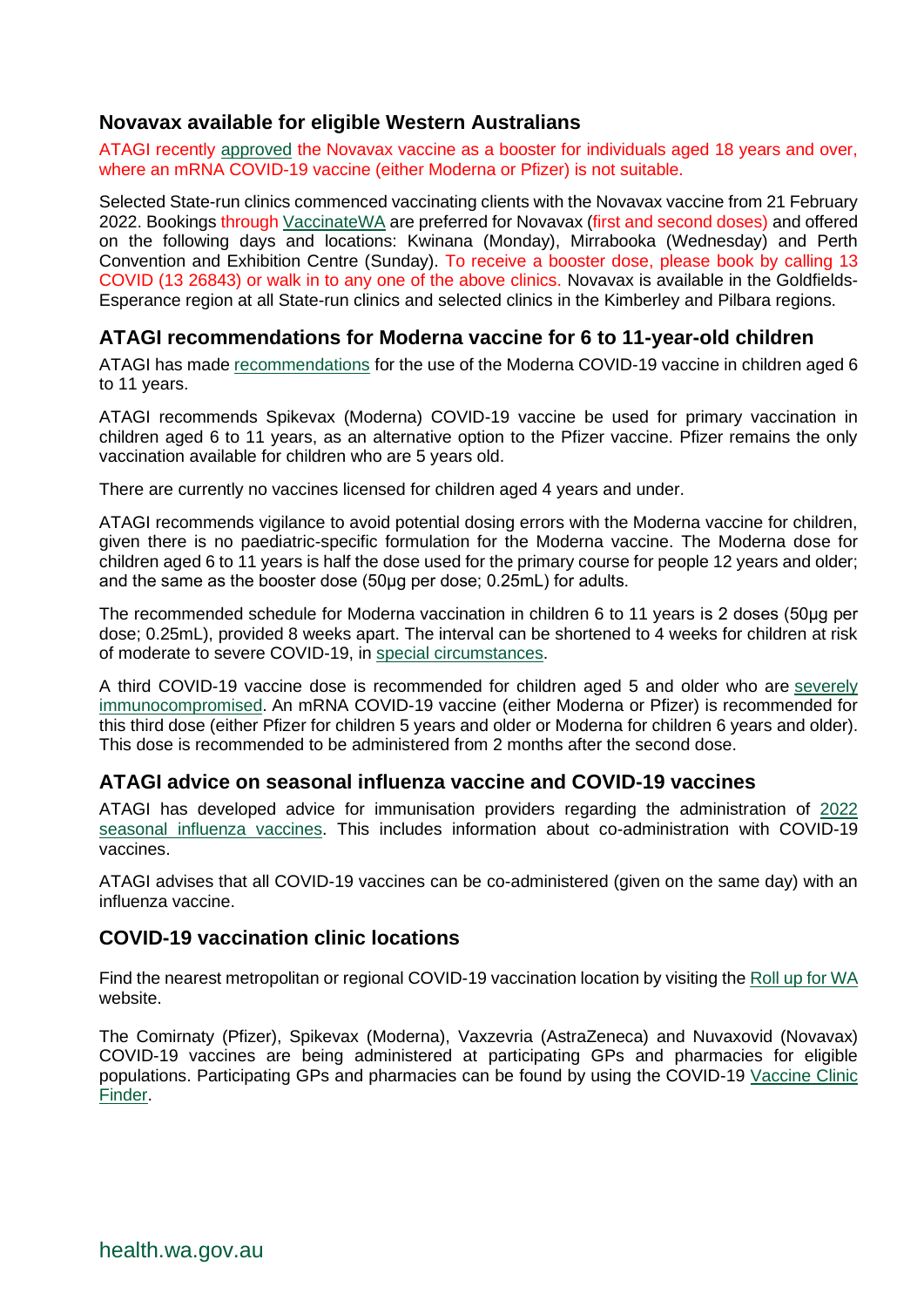## Novavax available for eligible Western Australians

ATAGI recently approved the Novavax vaccine as a booster for individuals aged 18 years and over, where an mRNA COVID-19 vaccine (either Moderna or Pfizer) is not suitable.

Selected State-run clinics commenced vaccinating clients with the Novavax vaccine from 21 February 2022. Bookings through VaccinateWA are preferred for Novavax (first and second doses) and offered on the following days and locations: Kwinana (Monday), Mirrabooka (Wednesday) and Perth Convention and Exhibition Centre (Sunday). To receive a booster dose, please book by calling 13 COVID (13 26843) or walk in to any one of the above clinics. Novavax is available in the Goldfields-Esperance region at all State-run clinics and selected clinics in the Kimberley and Pilbara regions.

## ATAGI recommendations for Moderna vaccine for 6 to 11-year-old children

ATAGI has made recommendations for the use of the Moderna COVID-19 vaccine in children aged 6 to 11 years.

ATAGI recommends Spikevax (Moderna) COVID-19 vaccine be used for primary vaccination in children aged 6 to 11 years, as an alternative option to the Pfizer vaccine. Pfizer remains the only vaccination available for children who are 5 years old.

There are currently no vaccines licensed for children aged 4 years and under.

ATAGI recommends vigilance to avoid potential dosing errors with the Moderna vaccine for children, given there is no paediatric-specific formulation for the Moderna vaccine. The Moderna dose for children aged 6 to 11 years is half the dose used for the primary course for people 12 years and older; and the same as the booster dose (50µg per dose; 0.25mL) for adults.

The recommended schedule for Moderna vaccination in children 6 to 11 years is 2 doses (50µg per dose; 0.25mL), provided 8 weeks apart. The interval can be shortened to 4 weeks for children at risk of moderate to severe COVID-19, in special circumstances.

A third COVID-19 vaccine dose is recommended for children aged 5 and older who are severely immunocompromised. An mRNA COVID-19 vaccine (either Moderna or Pfizer) is recommended for this third dose (either Pfizer for children 5 years and older or Moderna for children 6 years and older). This dose is recommended to be administered from 2 months after the second dose.

## ATAGI advice on seasonal influenza vaccine and COVID-19 vaccines

ATAGI has developed advice for immunisation providers regarding the administration of 2022 seasonal influenza vaccines. This includes information about co-administration with COVID-19 vaccines.

ATAGI advises that all COVID-19 vaccines can be co-administered (given on the same day) with an influenza vaccine.

## COVID-19 vaccination clinic locations

Find the nearest metropolitan or regional COVID-19 vaccination location by visiting the Roll up for WA website.

The Comirnaty (Pfizer), Spikevax (Moderna), Vaxzevria (AstraZeneca) and Nuvaxovid (Novavax) COVID-19 vaccines are being administered at participating GPs and pharmacies for eligible populations. Participating GPs and pharmacies can be found by using the COVID-19 Vaccine Clinic Finder.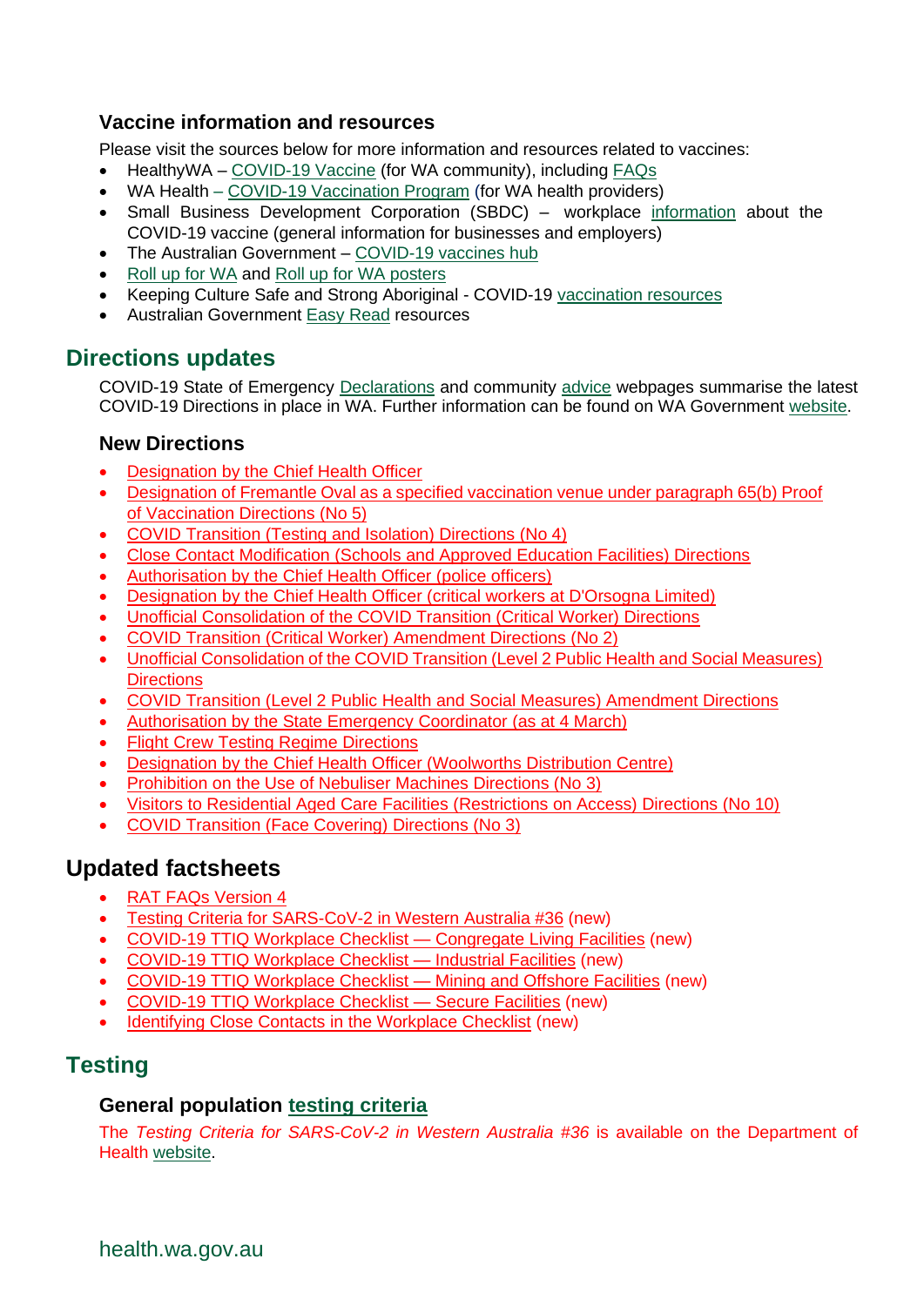### Vaccine information and resources

Please visit the sources below for more information and resources related to vaccines:

- HealthyWA – COVID-19 Vaccine (for WA community), including FAQs
- WA Health – COVID-19 Vaccination Program (for WA health providers)
- Small Business Development Corporation (SBDC) – workplace information about the COVID-19 vaccine (general information for businesses and employers)
- The Australian Government – COVID-19 vaccines hub
- Roll up for WA and Roll up for WA posters
- Keeping Culture Safe and Strong Aboriginal - COVID-19 vaccination resources
- Australian Government Easy Read resources

## Directions updates

COVID-19 State of Emergency Declarations and community advice webpages summarise the latest COVID-19 Directions in place in WA. Further information can be found on WA Government website.

### New Directions

- Designation by the Chief Health Officer
- Designation of Fremantle Oval as a specified vaccination venue under paragraph 65(b) Proof of Vaccination Directions (No 5)
- COVID Transition (Testing and Isolation) Directions (No 4)
- Close Contact Modification (Schools and Approved Education Facilities) Directions
- Authorisation by the Chief Health Officer (police officers)
- Designation by the Chief Health Officer (critical workers at D'Orsogna Limited)
- Unofficial Consolidation of the COVID Transition (Critical Worker) Directions
- COVID Transition (Critical Worker) Amendment Directions (No 2)
- Unofficial Consolidation of the COVID Transition (Level 2 Public Health and Social Measures) Directions
- COVID Transition (Level 2 Public Health and Social Measures) Amendment Directions
- Authorisation by the State Emergency Coordinator (as at 4 March)
- Flight Crew Testing Regime Directions
- Designation by the Chief Health Officer (Woolworths Distribution Centre)
- Prohibition on the Use of Nebuliser Machines Directions (No 3)
- Visitors to Residential Aged Care Facilities (Restrictions on Access) Directions (No 10)
- COVID Transition (Face Covering) Directions (No 3)

## Updated factsheets

- RAT FAQs Version 4
- Testing Criteria for SARS-CoV-2 in Western Australia #36 (new)
- COVID-19 TTIQ Workplace Checklist — Congregate Living Facilities (new)
- COVID-19 TTIQ Workplace Checklist — Industrial Facilities (new)
- COVID-19 TTIQ Workplace Checklist — Mining and Offshore Facilities (new)
- COVID-19 TTIQ Workplace Checklist — Secure Facilities (new)
- Identifying Close Contacts in the Workplace Checklist (new)

## Testing

### General population testing criteria

The *Testing Criteria for SARS-CoV-2 in Western Australia #36* is available on the Department of Health website.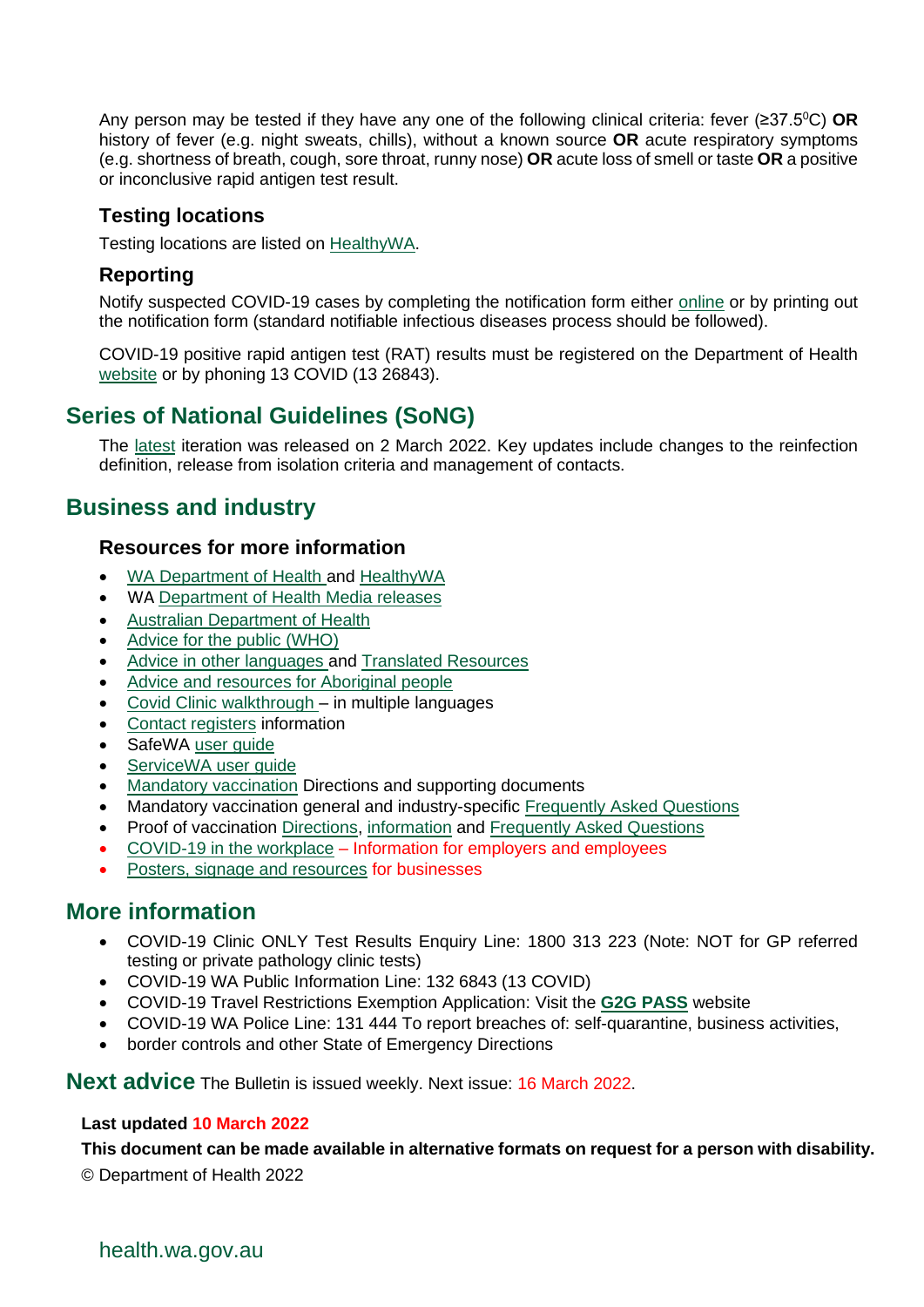Any person may be tested if they have any one of the following clinical criteria: fever (≥37.5$^0$C) **OR** history of fever (e.g. night sweats, chills), without a known source **OR** acute respiratory symptoms (e.g. shortness of breath, cough, sore throat, runny nose) **OR** acute loss of smell or taste **OR** a positive or inconclusive rapid antigen test result.

### Testing locations

Testing locations are listed on HealthyWA.

### Reporting

Notify suspected COVID-19 cases by completing the notification form either online or by printing out the notification form (standard notifiable infectious diseases process should be followed).

COVID-19 positive rapid antigen test (RAT) results must be registered on the Department of Health website or by phoning 13 COVID (13 26843).

## Series of National Guidelines (SoNG)

The latest iteration was released on 2 March 2022. Key updates include changes to the reinfection definition, release from isolation criteria and management of contacts.

## Business and industry

### Resources for more information

- WA Department of Health and HealthyWA
- WA Department of Health Media releases
- Australian Department of Health
- Advice for the public (WHO)
- Advice in other languages and Translated Resources
- Advice and resources for Aboriginal people
- Covid Clinic walkthrough – in multiple languages
- Contact registers information
- SafeWA user guide
- ServiceWA user guide
- Mandatory vaccination Directions and supporting documents
- Mandatory vaccination general and industry-specific Frequently Asked Questions
- Proof of vaccination Directions, information and Frequently Asked Questions
- COVID-19 in the workplace – Information for employers and employees
- Posters, signage and resources for businesses

## More information

- COVID-19 Clinic ONLY Test Results Enquiry Line: 1800 313 223 (Note: NOT for GP referred testing or private pathology clinic tests)
- COVID-19 WA Public Information Line: 132 6843 (13 COVID)
- COVID-19 Travel Restrictions Exemption Application: Visit the **G2G PASS** website
- COVID-19 WA Police Line: 131 444 To report breaches of: self-quarantine, business activities,
- border controls and other State of Emergency Directions

**Next advice** The Bulletin is issued weekly. Next issue: 16 March 2022.

**Last updated 10 March 2022**

**This document can be made available in alternative formats on request for a person with disability.**

© Department of Health 2022

health.wa.gov.au